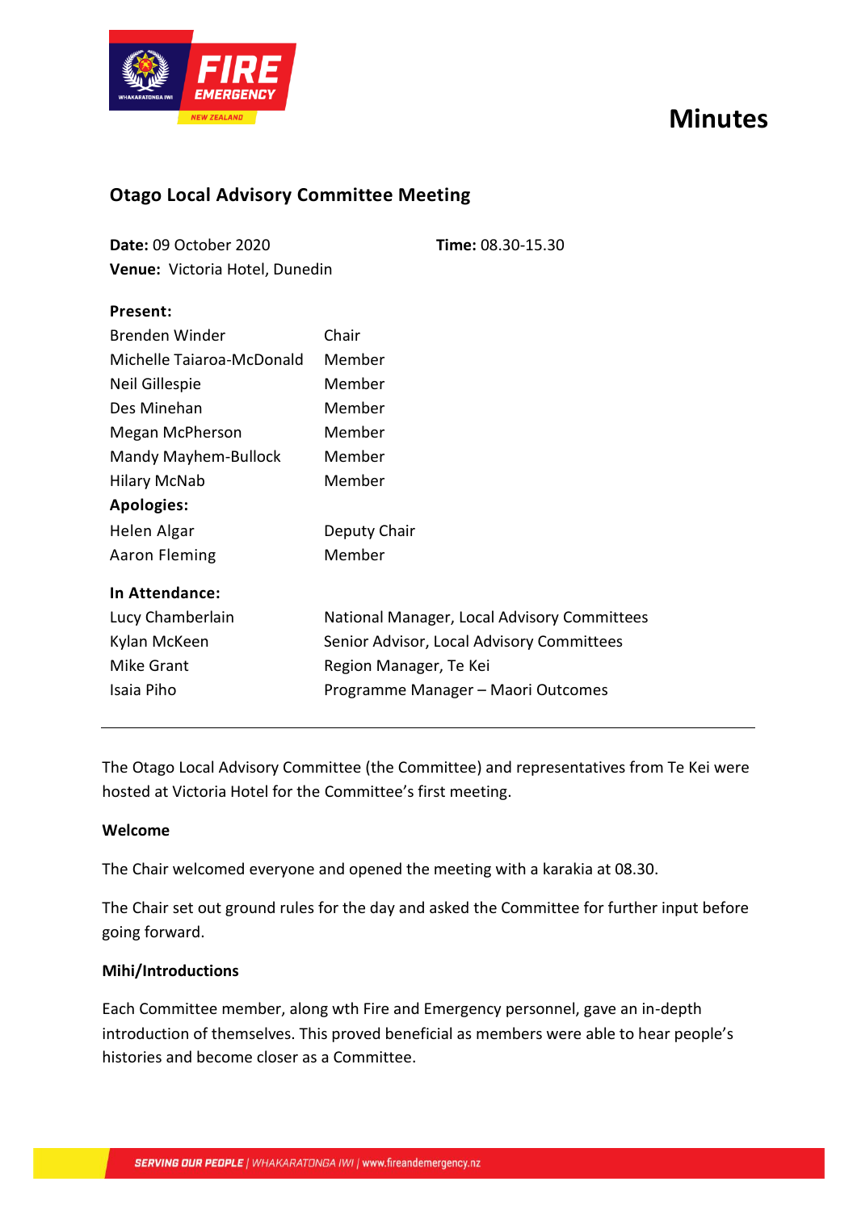# Minutes

## Otago Local Advisory Committee Meeting

**Date:** 09 October 2020 **Time:** 08.30-15.30
**Venue:** Victoria Hotel, Dunedin

**Present:**

| | |
|---|---|
| Brenden Winder | Chair |
| Michelle Taiaroa-McDonald | Member |
| Neil Gillespie | Member |
| Des Minehan | Member |
| Megan McPherson | Member |
| Mandy Mayhem-Bullock | Member |
| Hilary McNab | Member |

**Apologies:**

| | |
|---|---|
| Helen Algar | Deputy Chair |
| Aaron Fleming | Member |

**In Attendance:**

| | |
|---|---|
| Lucy Chamberlain | National Manager, Local Advisory Committees |
| Kylan McKeen | Senior Advisor, Local Advisory Committees |
| Mike Grant | Region Manager, Te Kei |
| Isaia Piho | Programme Manager – Maori Outcomes |

---

The Otago Local Advisory Committee (the Committee) and representatives from Te Kei were hosted at Victoria Hotel for the Committee's first meeting.

**Welcome**

The Chair welcomed everyone and opened the meeting with a karakia at 08.30.

The Chair set out ground rules for the day and asked the Committee for further input before going forward.

**Mihi/Introductions**

Each Committee member, along wth Fire and Emergency personnel, gave an in-depth introduction of themselves. This proved beneficial as members were able to hear people's histories and become closer as a Committee.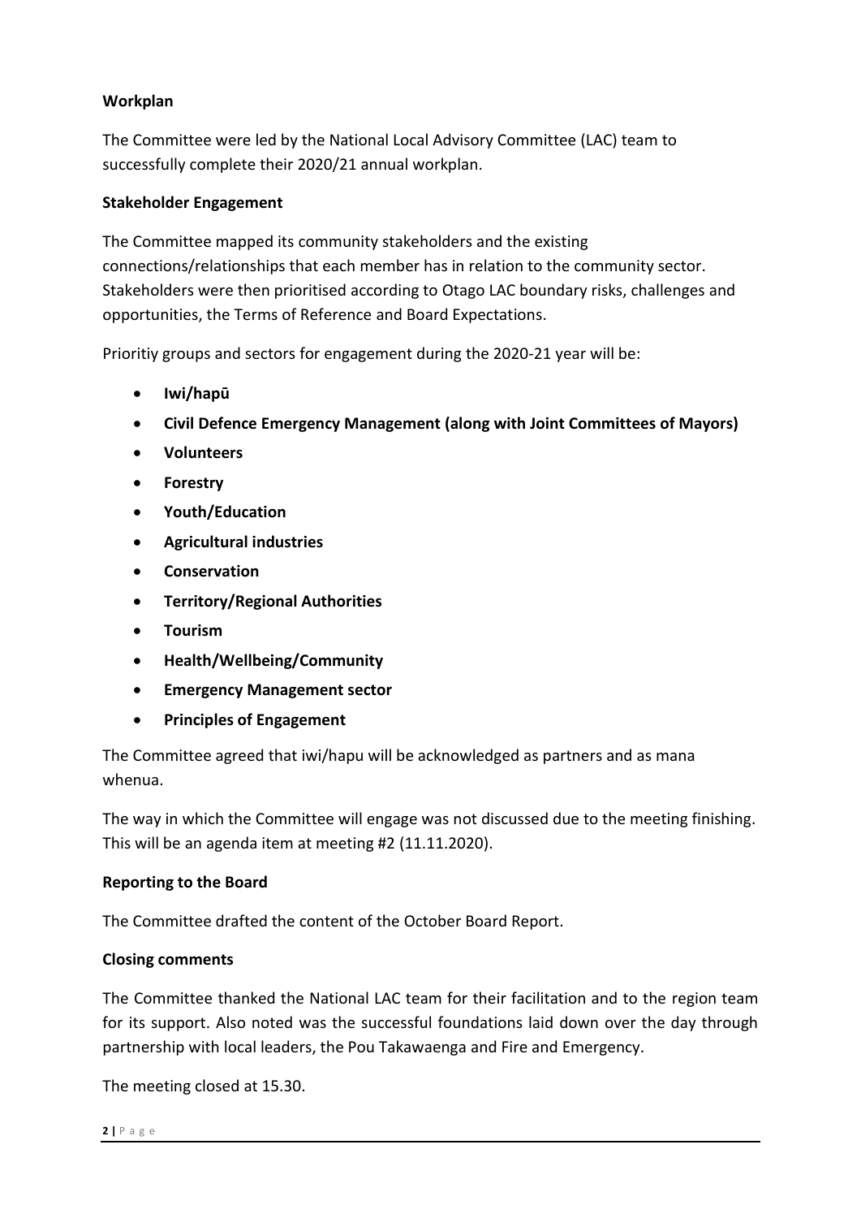**Workplan**

The Committee were led by the National Local Advisory Committee (LAC) team to successfully complete their 2020/21 annual workplan.

**Stakeholder Engagement**

The Committee mapped its community stakeholders and the existing connections/relationships that each member has in relation to the community sector. Stakeholders were then prioritised according to Otago LAC boundary risks, challenges and opportunities, the Terms of Reference and Board Expectations.

Prioritiy groups and sectors for engagement during the 2020-21 year will be:

- **Iwi/hapū**
- **Civil Defence Emergency Management (along with Joint Committees of Mayors)**
- **Volunteers**
- **Forestry**
- **Youth/Education**
- **Agricultural industries**
- **Conservation**
- **Territory/Regional Authorities**
- **Tourism**
- **Health/Wellbeing/Community**
- **Emergency Management sector**
- **Principles of Engagement**

The Committee agreed that iwi/hapu will be acknowledged as partners and as mana whenua.

The way in which the Committee will engage was not discussed due to the meeting finishing. This will be an agenda item at meeting #2 (11.11.2020).

**Reporting to the Board**

The Committee drafted the content of the October Board Report.

**Closing comments**

The Committee thanked the National LAC team for their facilitation and to the region team for its support. Also noted was the successful foundations laid down over the day through partnership with local leaders, the Pou Takawaenga and Fire and Emergency.

The meeting closed at 15.30.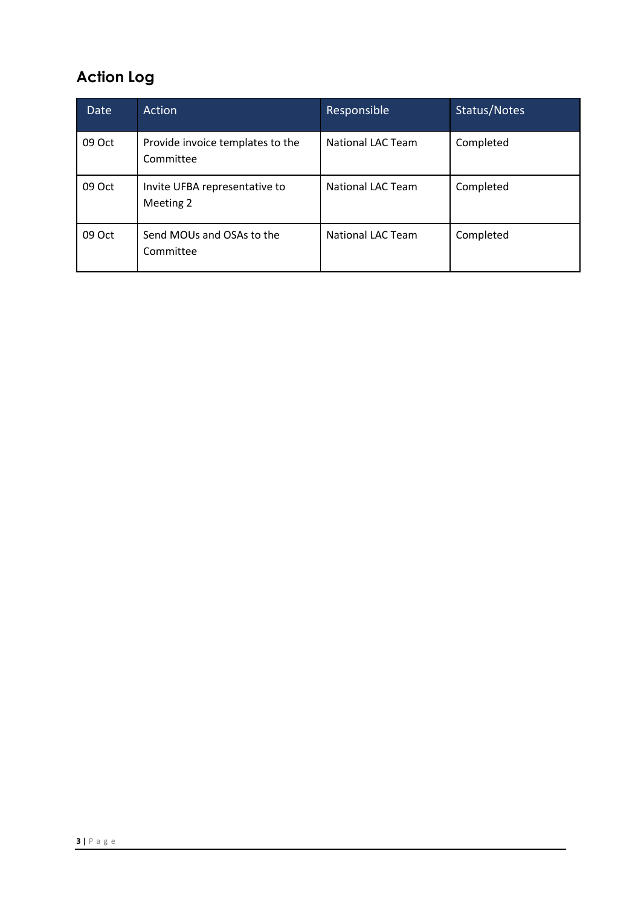## Action Log

| Date | Action | Responsible | Status/Notes |
| --- | --- | --- | --- |
| 09 Oct | Provide invoice templates to the Committee | National LAC Team | Completed |
| 09 Oct | Invite UFBA representative to Meeting 2 | National LAC Team | Completed |
| 09 Oct | Send MOUs and OSAs to the Committee | National LAC Team | Completed |